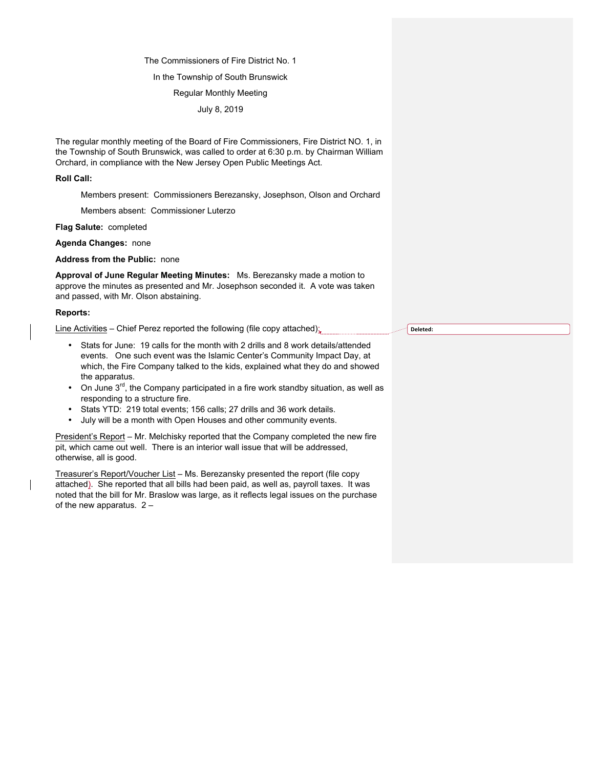The Commissioners of Fire District No. 1

In the Township of South Brunswick

Regular Monthly Meeting

July 8, 2019

The regular monthly meeting of the Board of Fire Commissioners, Fire District NO. 1, in the Township of South Brunswick, was called to order at 6:30 p.m. by Chairman William Orchard, in compliance with the New Jersey Open Public Meetings Act.

**Roll Call:**

Members present: Commissioners Berezansky, Josephson, Olson and Orchard

Members absent: Commissioner Luterzo

**Flag Salute:** completed

**Agenda Changes:** none

**Address from the Public:** none

**Approval of June Regular Meeting Minutes:** Ms. Berezansky made a motion to approve the minutes as presented and Mr. Josephson seconded it. A vote was taken and passed, with Mr. Olson abstaining.

**Reports:**

Line Activities – Chief Perez reported the following (file copy attached):

- Stats for June: 19 calls for the month with 2 drills and 8 work details/attended events. One such event was the Islamic Center's Community Impact Day, at which, the Fire Company talked to the kids, explained what they do and showed the apparatus.
- On June 3rd, the Company participated in a fire work standby situation, as well as responding to a structure fire.
- Stats YTD: 219 total events; 156 calls; 27 drills and 36 work details.
- July will be a month with Open Houses and other community events.

President's Report – Mr. Melchisky reported that the Company completed the new fire pit, which came out well. There is an interior wall issue that will be addressed, otherwise, all is good.

Treasurer's Report/Voucher List – Ms. Berezansky presented the report (file copy attached). She reported that all bills had been paid, as well as, payroll taxes. It was noted that the bill for Mr. Braslow was large, as it reflects legal issues on the purchase of the new apparatus. 2 –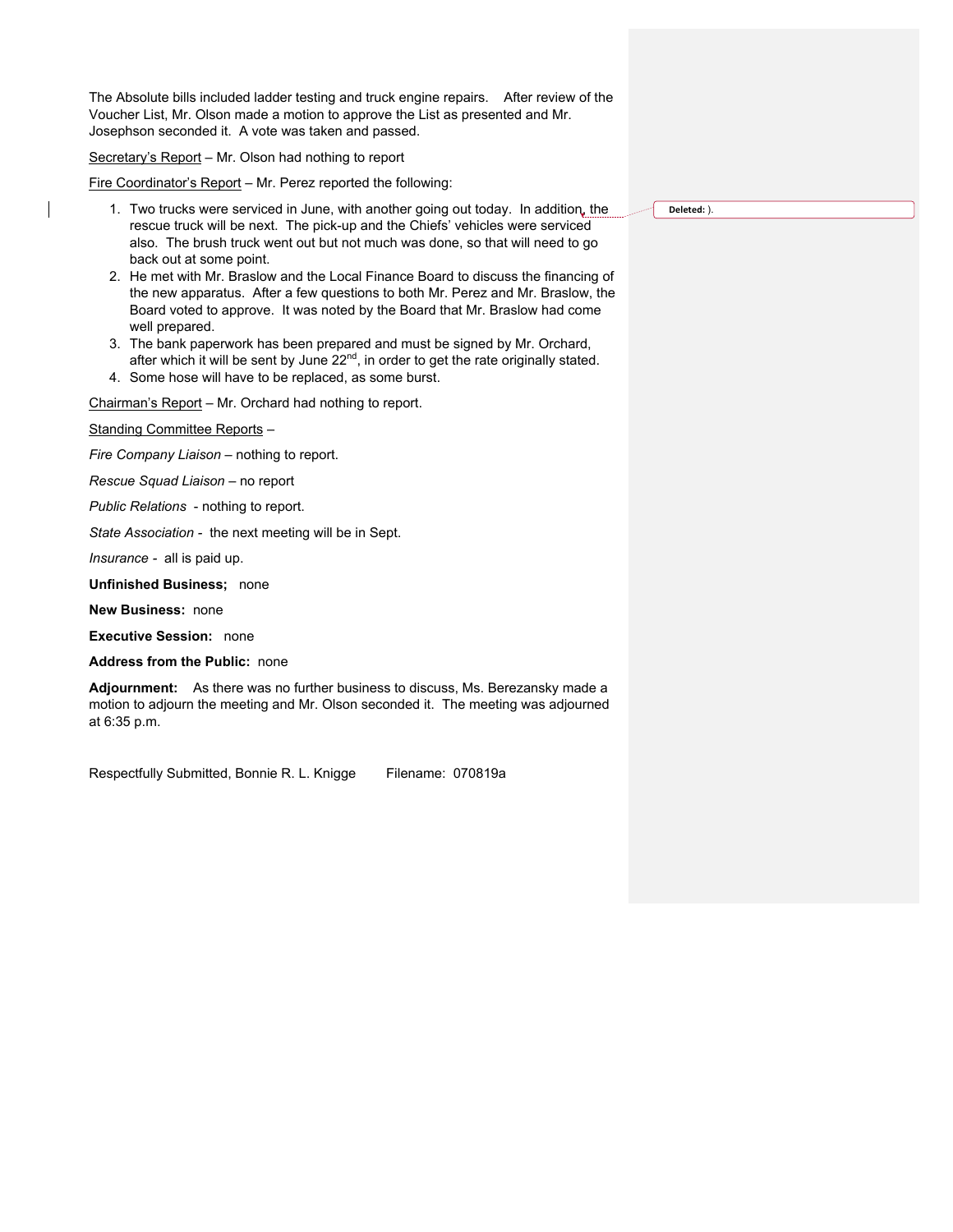The Absolute bills included ladder testing and truck engine repairs. After review of the Voucher List, Mr. Olson made a motion to approve the List as presented and Mr. Josephson seconded it. A vote was taken and passed.

<u>Secretary's Report</u> – Mr. Olson had nothing to report

<u>Fire Coordinator's Report</u> – Mr. Perez reported the following:

1. Two trucks were serviced in June, with another going out today. In addition, the rescue truck will be next. The pick-up and the Chiefs' vehicles were serviced also. The brush truck went out but not much was done, so that will need to go back out at some point.
2. He met with Mr. Braslow and the Local Finance Board to discuss the financing of the new apparatus. After a few questions to both Mr. Perez and Mr. Braslow, the Board voted to approve. It was noted by the Board that Mr. Braslow had come well prepared.
3. The bank paperwork has been prepared and must be signed by Mr. Orchard, after which it will be sent by June 22nd, in order to get the rate originally stated.
4. Some hose will have to be replaced, as some burst.

Deleted: ).

<u>Chairman's Report</u> – Mr. Orchard had nothing to report.

<u>Standing Committee Reports</u> –

*Fire Company Liaison* – nothing to report.

*Rescue Squad Liaison* – no report

*Public Relations* - nothing to report.

*State Association* - the next meeting will be in Sept.

*Insurance* - all is paid up.

**Unfinished Business;** none

**New Business:** none

**Executive Session:** none

**Address from the Public:** none

**Adjournment:** As there was no further business to discuss, Ms. Berezansky made a motion to adjourn the meeting and Mr. Olson seconded it. The meeting was adjourned at 6:35 p.m.

Respectfully Submitted, Bonnie R. L. Knigge Filename: 070819a